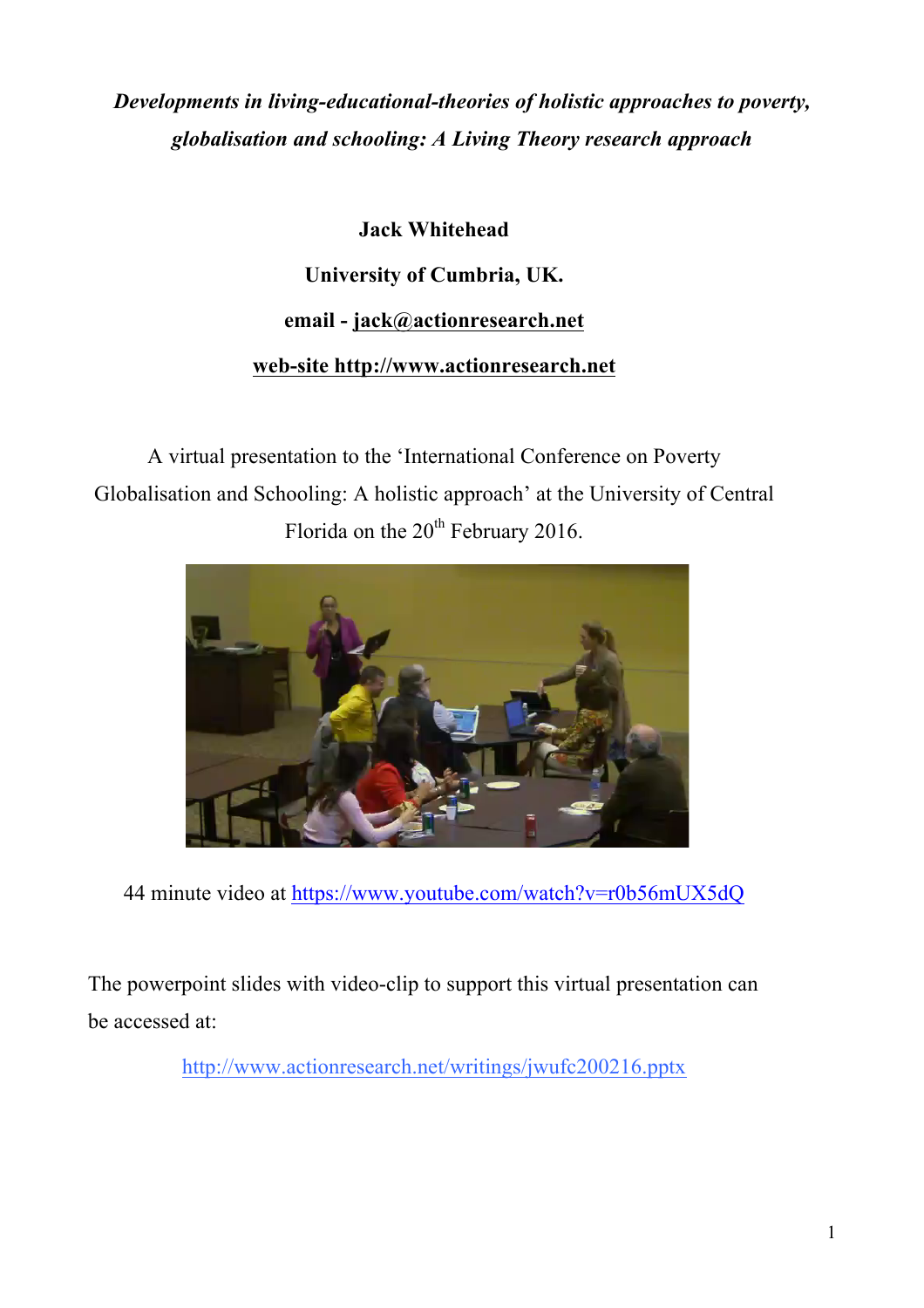***Developments in living-educational-theories of holistic approaches to poverty, globalisation and schooling: A Living Theory research approach***

**Jack Whitehead**

**University of Cumbria, UK.**

**email - jack@actionresearch.net**

**web-site http://www.actionresearch.net**

A virtual presentation to the 'International Conference on Poverty Globalisation and Schooling: A holistic approach' at the University of Central Florida on the 20th February 2016.

44 minute video at https://www.youtube.com/watch?v=r0b56mUX5dQ

The powerpoint slides with video-clip to support this virtual presentation can be accessed at:

http://www.actionresearch.net/writings/jwufc200216.pptx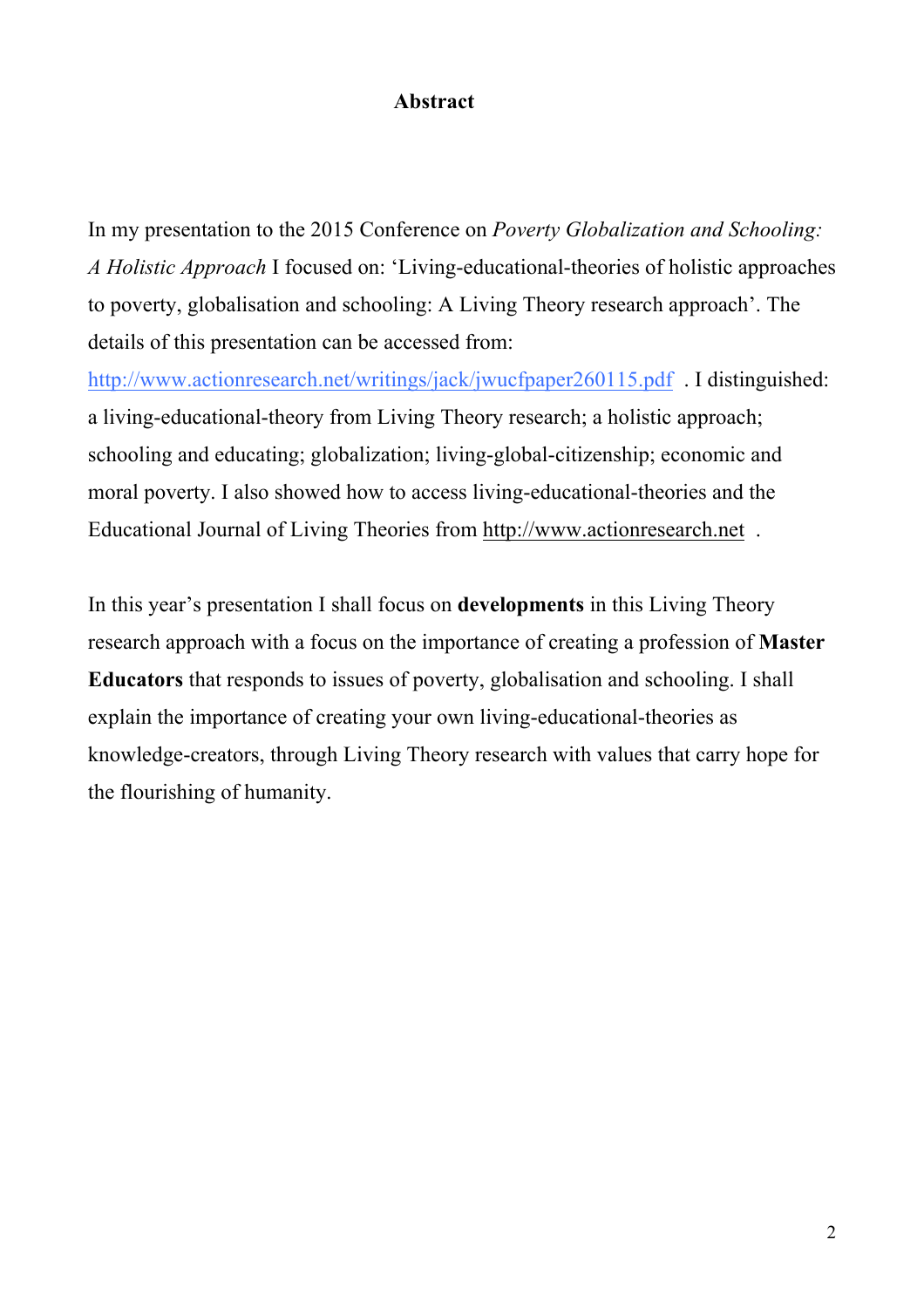# Abstract

In my presentation to the 2015 Conference on *Poverty Globalization and Schooling: A Holistic Approach* I focused on: 'Living-educational-theories of holistic approaches to poverty, globalisation and schooling: A Living Theory research approach'. The details of this presentation can be accessed from: http://www.actionresearch.net/writings/jack/jwucfpaper260115.pdf . I distinguished: a living-educational-theory from Living Theory research; a holistic approach; schooling and educating; globalization; living-global-citizenship; economic and moral poverty. I also showed how to access living-educational-theories and the Educational Journal of Living Theories from http://www.actionresearch.net .

In this year's presentation I shall focus on **developments** in this Living Theory research approach with a focus on the importance of creating a profession of **Master Educators** that responds to issues of poverty, globalisation and schooling. I shall explain the importance of creating your own living-educational-theories as knowledge-creators, through Living Theory research with values that carry hope for the flourishing of humanity.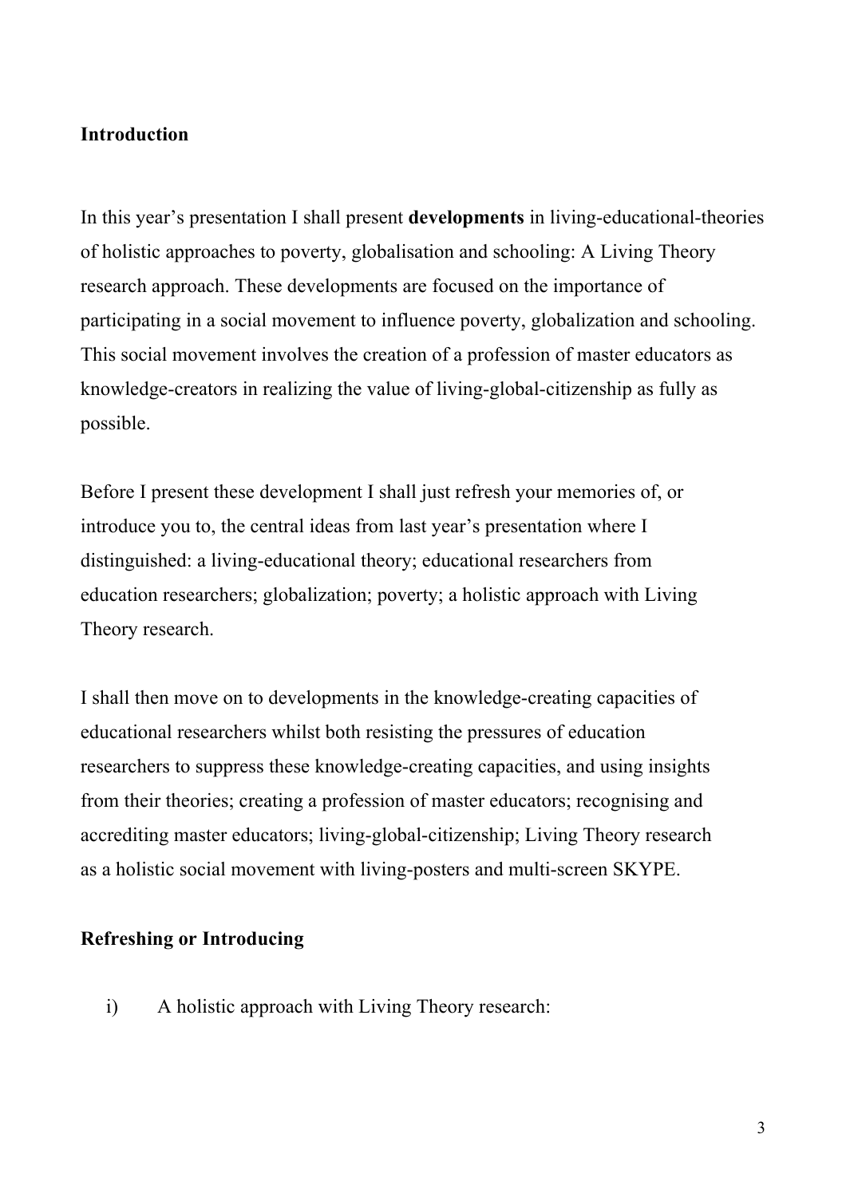## Introduction

In this year's presentation I shall present **developments** in living-educational-theories of holistic approaches to poverty, globalisation and schooling: A Living Theory research approach. These developments are focused on the importance of participating in a social movement to influence poverty, globalization and schooling. This social movement involves the creation of a profession of master educators as knowledge-creators in realizing the value of living-global-citizenship as fully as possible.

Before I present these development I shall just refresh your memories of, or introduce you to, the central ideas from last year's presentation where I distinguished: a living-educational theory; educational researchers from education researchers; globalization; poverty; a holistic approach with Living Theory research.

I shall then move on to developments in the knowledge-creating capacities of educational researchers whilst both resisting the pressures of education researchers to suppress these knowledge-creating capacities, and using insights from their theories; creating a profession of master educators; recognising and accrediting master educators; living-global-citizenship; Living Theory research as a holistic social movement with living-posters and multi-screen SKYPE.

## Refreshing or Introducing

i) A holistic approach with Living Theory research: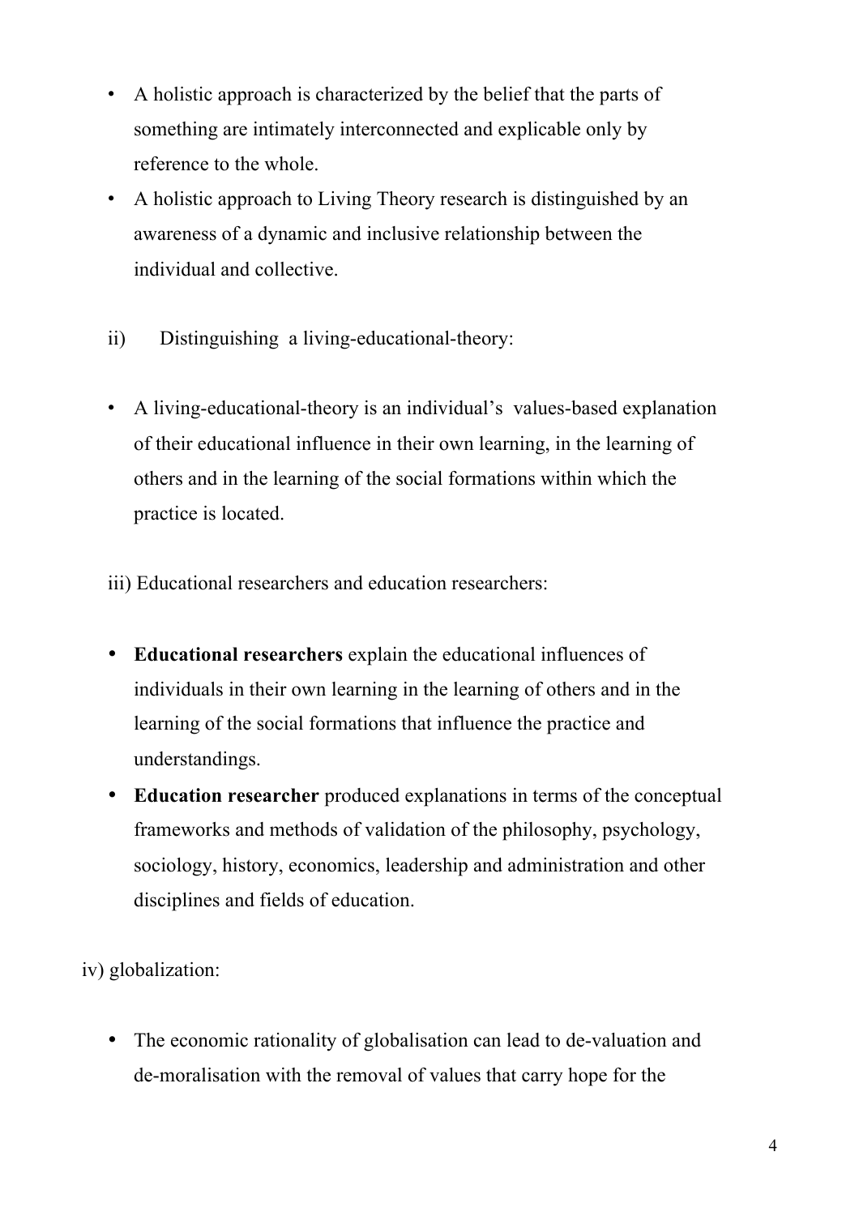- A holistic approach is characterized by the belief that the parts of something are intimately interconnected and explicable only by reference to the whole.
- A holistic approach to Living Theory research is distinguished by an awareness of a dynamic and inclusive relationship between the individual and collective.

ii) Distinguishing a living-educational-theory:

- A living-educational-theory is an individual's values-based explanation of their educational influence in their own learning, in the learning of others and in the learning of the social formations within which the practice is located.

iii) Educational researchers and education researchers:

- **Educational researchers** explain the educational influences of individuals in their own learning in the learning of others and in the learning of the social formations that influence the practice and understandings.
- **Education researcher** produced explanations in terms of the conceptual frameworks and methods of validation of the philosophy, psychology, sociology, history, economics, leadership and administration and other disciplines and fields of education.

iv) globalization:

- The economic rationality of globalisation can lead to de-valuation and de-moralisation with the removal of values that carry hope for the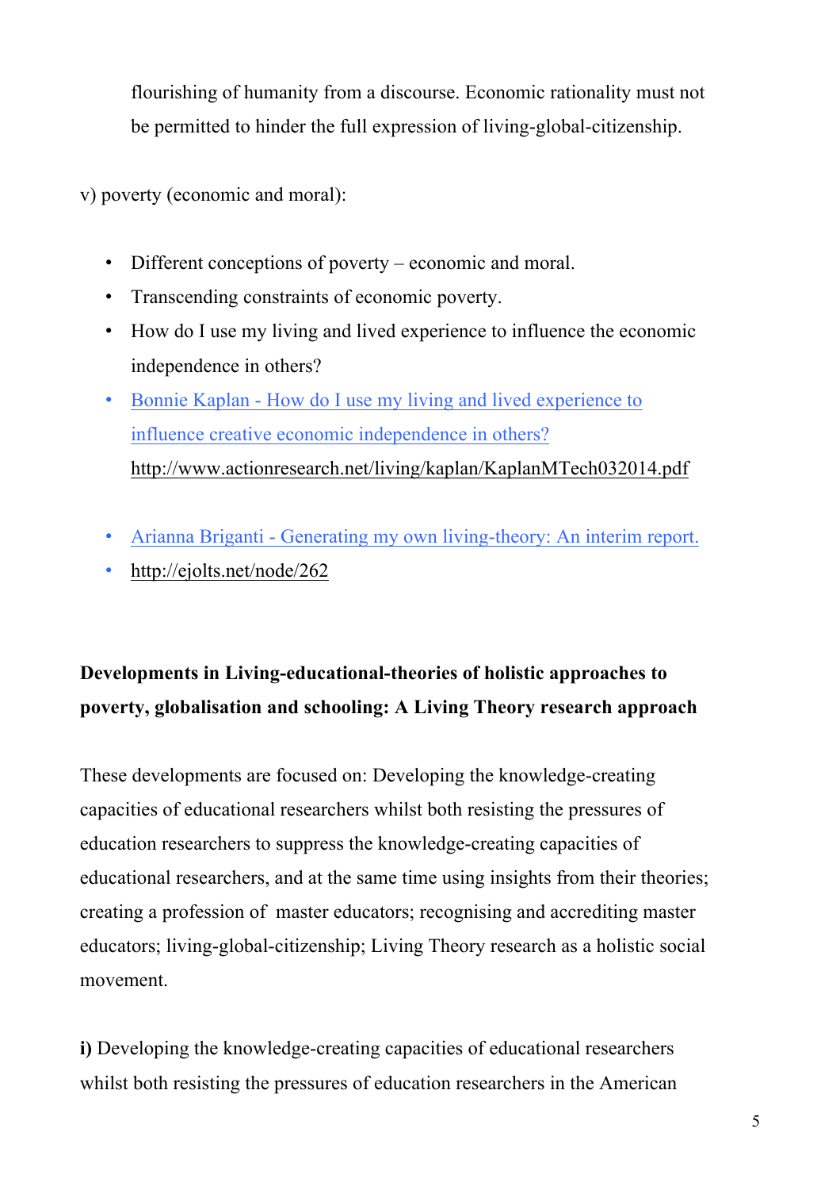flourishing of humanity from a discourse. Economic rationality must not be permitted to hinder the full expression of living-global-citizenship.

v) poverty (economic and moral):

- Different conceptions of poverty – economic and moral.
- Transcending constraints of economic poverty.
- How do I use my living and lived experience to influence the economic independence in others?
- Bonnie Kaplan - How do I use my living and lived experience to influence creative economic independence in others? http://www.actionresearch.net/living/kaplan/KaplanMTech032014.pdf
- Arianna Briganti - Generating my own living-theory: An interim report.
- http://ejolts.net/node/262

**Developments in Living-educational-theories of holistic approaches to poverty, globalisation and schooling: A Living Theory research approach**

These developments are focused on: Developing the knowledge-creating capacities of educational researchers whilst both resisting the pressures of education researchers to suppress the knowledge-creating capacities of educational researchers, and at the same time using insights from their theories; creating a profession of master educators; recognising and accrediting master educators; living-global-citizenship; Living Theory research as a holistic social movement.

**i)** Developing the knowledge-creating capacities of educational researchers whilst both resisting the pressures of education researchers in the American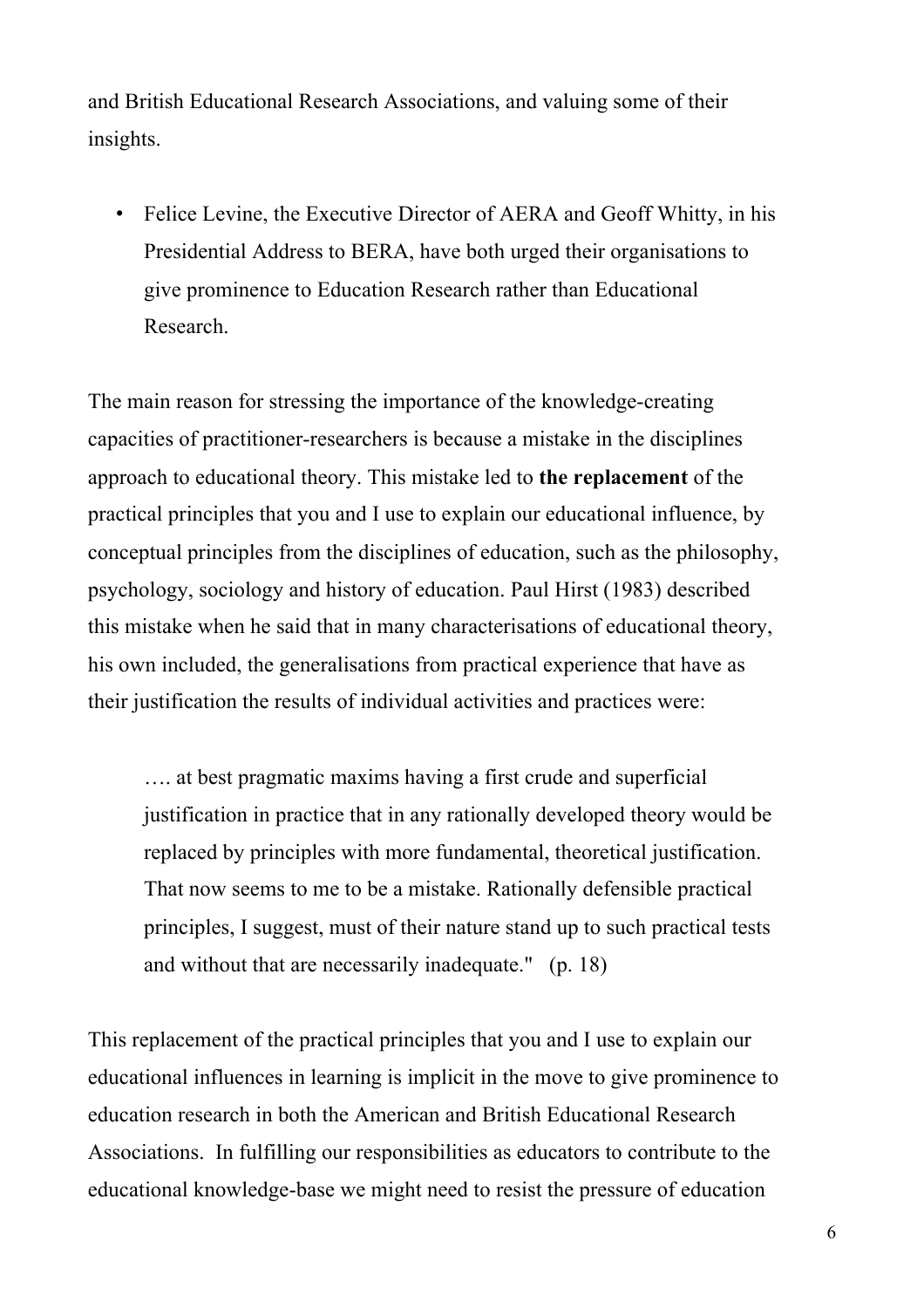and British Educational Research Associations, and valuing some of their insights.

- Felice Levine, the Executive Director of AERA and Geoff Whitty, in his Presidential Address to BERA, have both urged their organisations to give prominence to Education Research rather than Educational Research.

The main reason for stressing the importance of the knowledge-creating capacities of practitioner-researchers is because a mistake in the disciplines approach to educational theory. This mistake led to **the replacement** of the practical principles that you and I use to explain our educational influence, by conceptual principles from the disciplines of education, such as the philosophy, psychology, sociology and history of education. Paul Hirst (1983) described this mistake when he said that in many characterisations of educational theory, his own included, the generalisations from practical experience that have as their justification the results of individual activities and practices were:

> …. at best pragmatic maxims having a first crude and superficial justification in practice that in any rationally developed theory would be replaced by principles with more fundamental, theoretical justification. That now seems to me to be a mistake. Rationally defensible practical principles, I suggest, must of their nature stand up to such practical tests and without that are necessarily inadequate." (p. 18)

This replacement of the practical principles that you and I use to explain our educational influences in learning is implicit in the move to give prominence to education research in both the American and British Educational Research Associations. In fulfilling our responsibilities as educators to contribute to the educational knowledge-base we might need to resist the pressure of education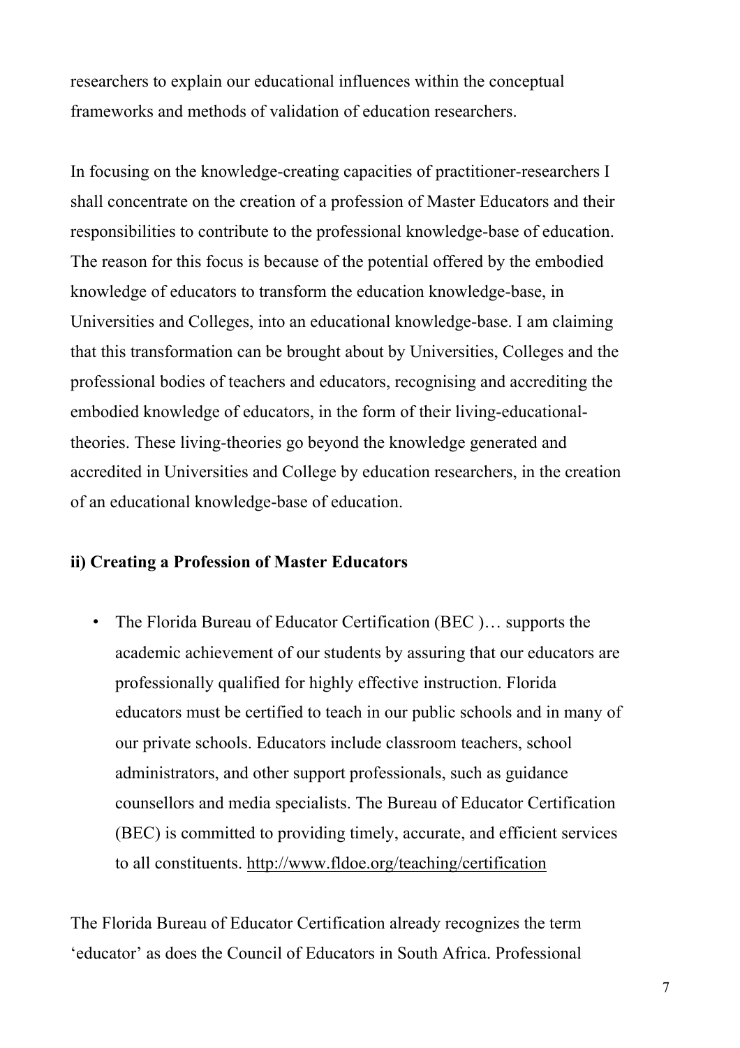researchers to explain our educational influences within the conceptual frameworks and methods of validation of education researchers.

In focusing on the knowledge-creating capacities of practitioner-researchers I shall concentrate on the creation of a profession of Master Educators and their responsibilities to contribute to the professional knowledge-base of education. The reason for this focus is because of the potential offered by the embodied knowledge of educators to transform the education knowledge-base, in Universities and Colleges, into an educational knowledge-base. I am claiming that this transformation can be brought about by Universities, Colleges and the professional bodies of teachers and educators, recognising and accrediting the embodied knowledge of educators, in the form of their living-educational-theories. These living-theories go beyond the knowledge generated and accredited in Universities and College by education researchers, in the creation of an educational knowledge-base of education.

### ii) Creating a Profession of Master Educators

- The Florida Bureau of Educator Certification (BEC )… supports the academic achievement of our students by assuring that our educators are professionally qualified for highly effective instruction. Florida educators must be certified to teach in our public schools and in many of our private schools. Educators include classroom teachers, school administrators, and other support professionals, such as guidance counsellors and media specialists. The Bureau of Educator Certification (BEC) is committed to providing timely, accurate, and efficient services to all constituents. http://www.fldoe.org/teaching/certification

The Florida Bureau of Educator Certification already recognizes the term 'educator' as does the Council of Educators in South Africa. Professional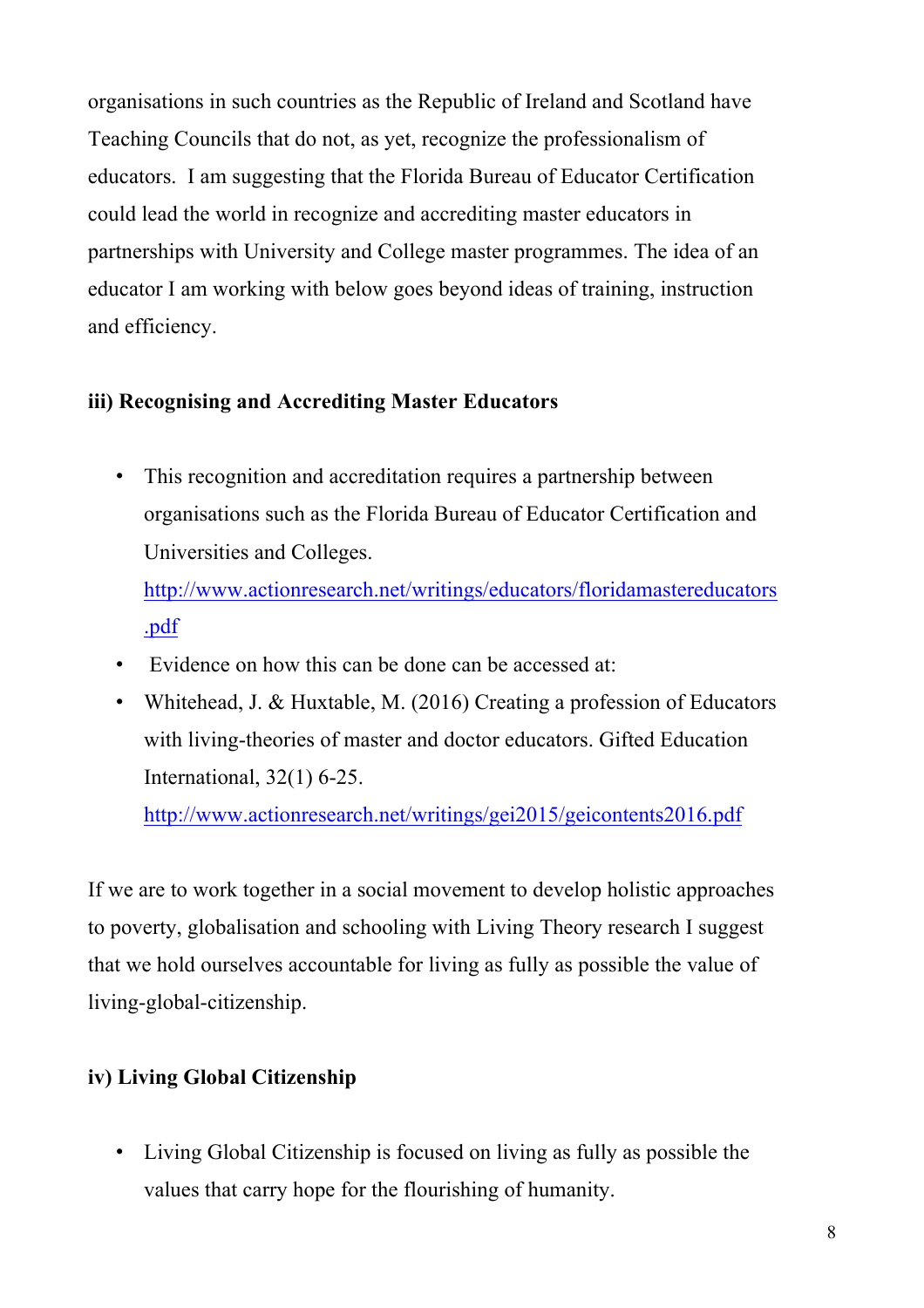organisations in such countries as the Republic of Ireland and Scotland have Teaching Councils that do not, as yet, recognize the professionalism of educators. I am suggesting that the Florida Bureau of Educator Certification could lead the world in recognize and accrediting master educators in partnerships with University and College master programmes. The idea of an educator I am working with below goes beyond ideas of training, instruction and efficiency.

**iii) Recognising and Accrediting Master Educators**

- This recognition and accreditation requires a partnership between organisations such as the Florida Bureau of Educator Certification and Universities and Colleges. http://www.actionresearch.net/writings/educators/floridamastereducators.pdf
- Evidence on how this can be done can be accessed at:
- Whitehead, J. & Huxtable, M. (2016) Creating a profession of Educators with living-theories of master and doctor educators. Gifted Education International, 32(1) 6-25. http://www.actionresearch.net/writings/gei2015/geicontents2016.pdf

If we are to work together in a social movement to develop holistic approaches to poverty, globalisation and schooling with Living Theory research I suggest that we hold ourselves accountable for living as fully as possible the value of living-global-citizenship.

**iv) Living Global Citizenship**

- Living Global Citizenship is focused on living as fully as possible the values that carry hope for the flourishing of humanity.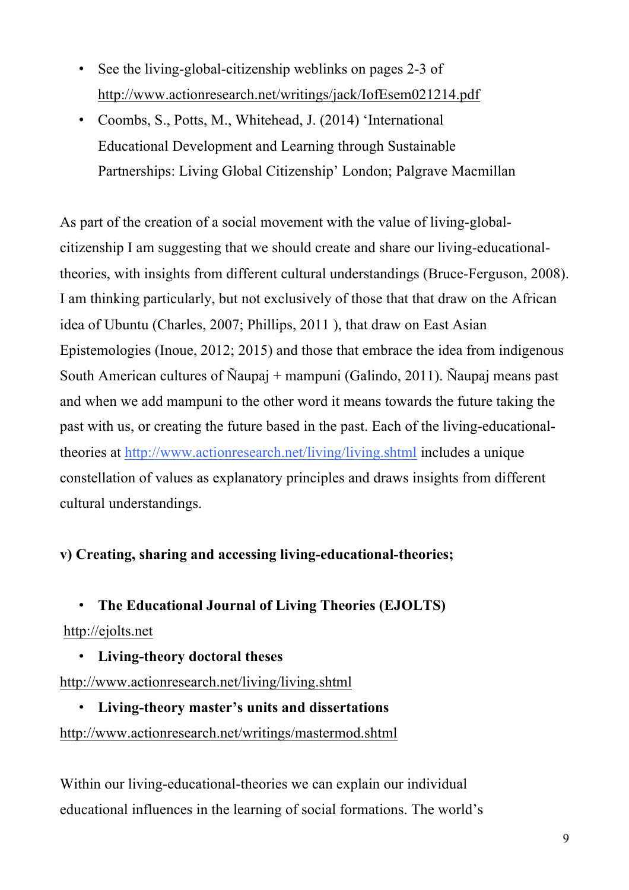- See the living-global-citizenship weblinks on pages 2-3 of http://www.actionresearch.net/writings/jack/IofEsem021214.pdf
- Coombs, S., Potts, M., Whitehead, J. (2014) 'International Educational Development and Learning through Sustainable Partnerships: Living Global Citizenship' London; Palgrave Macmillan

As part of the creation of a social movement with the value of living-global-citizenship I am suggesting that we should create and share our living-educational-theories, with insights from different cultural understandings (Bruce-Ferguson, 2008). I am thinking particularly, but not exclusively of those that that draw on the African idea of Ubuntu (Charles, 2007; Phillips, 2011 ), that draw on East Asian Epistemologies (Inoue, 2012; 2015) and those that embrace the idea from indigenous South American cultures of Ñaupaj + mampuni (Galindo, 2011). Ñaupaj means past and when we add mampuni to the other word it means towards the future taking the past with us, or creating the future based in the past. Each of the living-educational-theories at http://www.actionresearch.net/living/living.shtml includes a unique constellation of values as explanatory principles and draws insights from different cultural understandings.

**v) Creating, sharing and accessing living-educational-theories;**

- **The Educational Journal of Living Theories (EJOLTS)**
  http://ejolts.net
- **Living-theory doctoral theses**
  http://www.actionresearch.net/living/living.shtml
- **Living-theory master's units and dissertations**
  http://www.actionresearch.net/writings/mastermod.shtml

Within our living-educational-theories we can explain our individual educational influences in the learning of social formations. The world's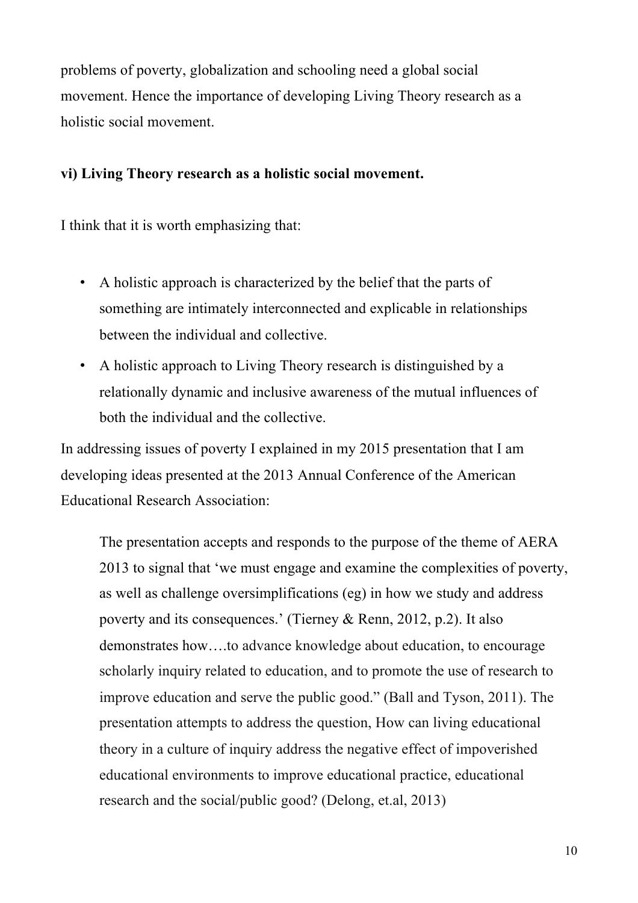problems of poverty, globalization and schooling need a global social movement. Hence the importance of developing Living Theory research as a holistic social movement.

### vi) Living Theory research as a holistic social movement.

I think that it is worth emphasizing that:

- A holistic approach is characterized by the belief that the parts of something are intimately interconnected and explicable in relationships between the individual and collective.
- A holistic approach to Living Theory research is distinguished by a relationally dynamic and inclusive awareness of the mutual influences of both the individual and the collective.

In addressing issues of poverty I explained in my 2015 presentation that I am developing ideas presented at the 2013 Annual Conference of the American Educational Research Association:

> The presentation accepts and responds to the purpose of the theme of AERA 2013 to signal that 'we must engage and examine the complexities of poverty, as well as challenge oversimplifications (eg) in how we study and address poverty and its consequences.' (Tierney & Renn, 2012, p.2). It also demonstrates how….to advance knowledge about education, to encourage scholarly inquiry related to education, and to promote the use of research to improve education and serve the public good." (Ball and Tyson, 2011). The presentation attempts to address the question, How can living educational theory in a culture of inquiry address the negative effect of impoverished educational environments to improve educational practice, educational research and the social/public good? (Delong, et.al, 2013)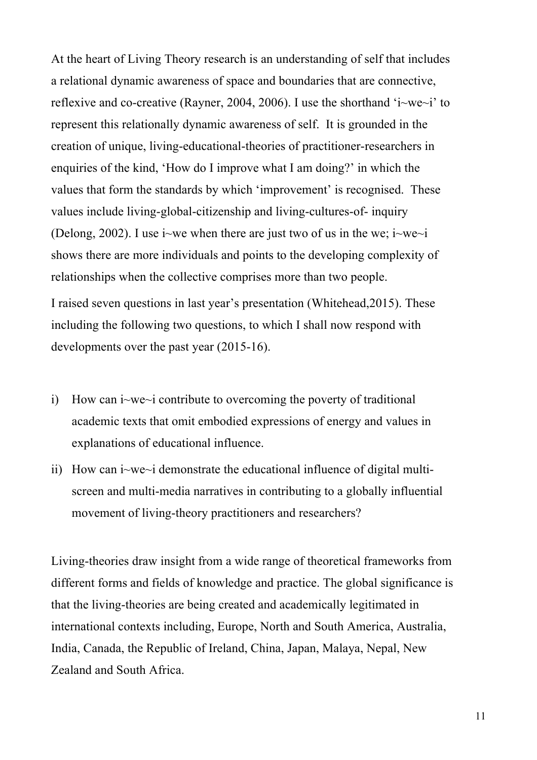At the heart of Living Theory research is an understanding of self that includes a relational dynamic awareness of space and boundaries that are connective, reflexive and co-creative (Rayner, 2004, 2006). I use the shorthand 'i~we~i' to represent this relationally dynamic awareness of self. It is grounded in the creation of unique, living-educational-theories of practitioner-researchers in enquiries of the kind, 'How do I improve what I am doing?' in which the values that form the standards by which 'improvement' is recognised. These values include living-global-citizenship and living-cultures-of- inquiry (Delong, 2002). I use i~we when there are just two of us in the we; i~we~i shows there are more individuals and points to the developing complexity of relationships when the collective comprises more than two people.

I raised seven questions in last year's presentation (Whitehead,2015). These including the following two questions, to which I shall now respond with developments over the past year (2015-16).

i) How can i~we~i contribute to overcoming the poverty of traditional academic texts that omit embodied expressions of energy and values in explanations of educational influence.

ii) How can i~we~i demonstrate the educational influence of digital multi-screen and multi-media narratives in contributing to a globally influential movement of living-theory practitioners and researchers?

Living-theories draw insight from a wide range of theoretical frameworks from different forms and fields of knowledge and practice. The global significance is that the living-theories are being created and academically legitimated in international contexts including, Europe, North and South America, Australia, India, Canada, the Republic of Ireland, China, Japan, Malaya, Nepal, New Zealand and South Africa.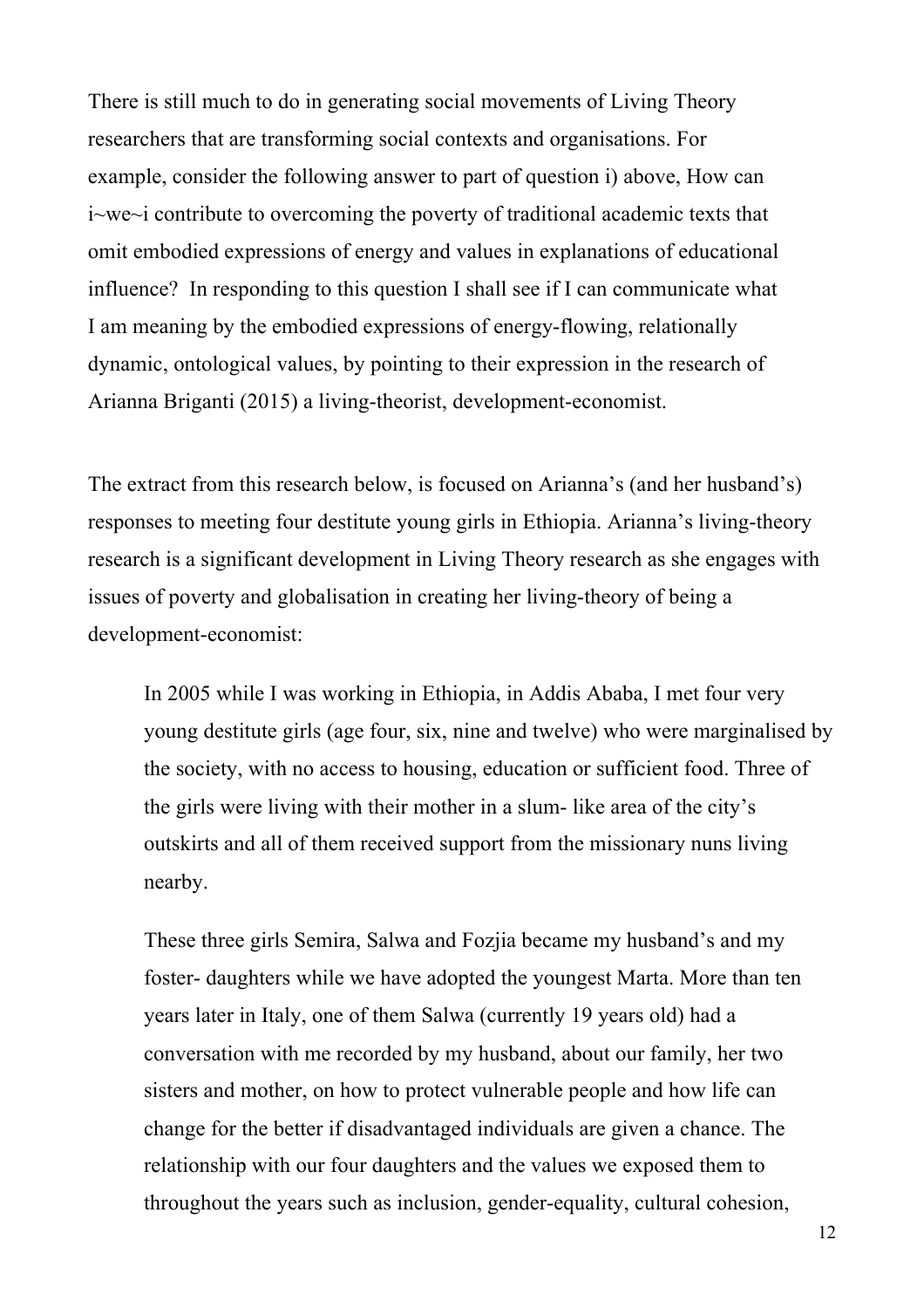There is still much to do in generating social movements of Living Theory researchers that are transforming social contexts and organisations. For example, consider the following answer to part of question i) above, How can i~we~i contribute to overcoming the poverty of traditional academic texts that omit embodied expressions of energy and values in explanations of educational influence? In responding to this question I shall see if I can communicate what I am meaning by the embodied expressions of energy-flowing, relationally dynamic, ontological values, by pointing to their expression in the research of Arianna Briganti (2015) a living-theorist, development-economist.

The extract from this research below, is focused on Arianna's (and her husband's) responses to meeting four destitute young girls in Ethiopia. Arianna's living-theory research is a significant development in Living Theory research as she engages with issues of poverty and globalisation in creating her living-theory of being a development-economist:

> In 2005 while I was working in Ethiopia, in Addis Ababa, I met four very young destitute girls (age four, six, nine and twelve) who were marginalised by the society, with no access to housing, education or sufficient food. Three of the girls were living with their mother in a slum- like area of the city's outskirts and all of them received support from the missionary nuns living nearby.
>
> These three girls Semira, Salwa and Fozjia became my husband's and my foster- daughters while we have adopted the youngest Marta. More than ten years later in Italy, one of them Salwa (currently 19 years old) had a conversation with me recorded by my husband, about our family, her two sisters and mother, on how to protect vulnerable people and how life can change for the better if disadvantaged individuals are given a chance. The relationship with our four daughters and the values we exposed them to throughout the years such as inclusion, gender-equality, cultural cohesion,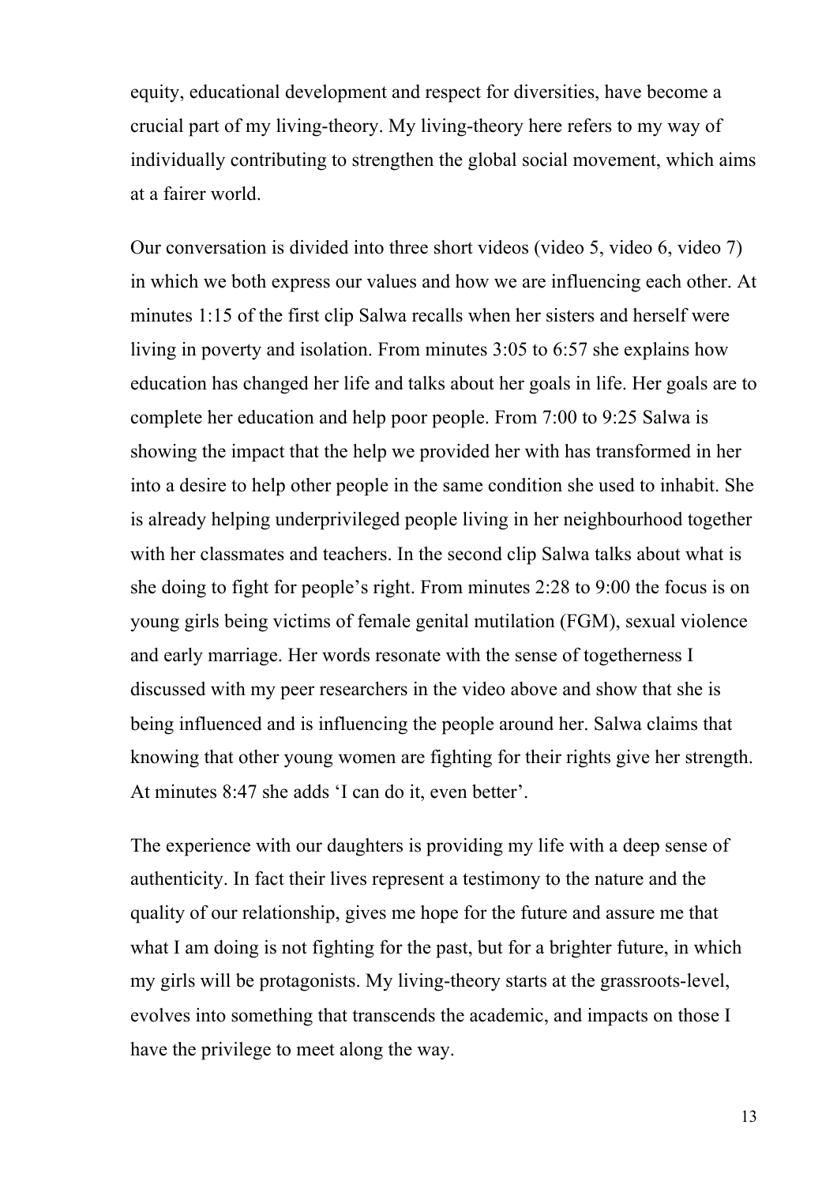equity, educational development and respect for diversities, have become a crucial part of my living-theory. My living-theory here refers to my way of individually contributing to strengthen the global social movement, which aims at a fairer world.

Our conversation is divided into three short videos (video 5, video 6, video 7) in which we both express our values and how we are influencing each other. At minutes 1:15 of the first clip Salwa recalls when her sisters and herself were living in poverty and isolation. From minutes 3:05 to 6:57 she explains how education has changed her life and talks about her goals in life. Her goals are to complete her education and help poor people. From 7:00 to 9:25 Salwa is showing the impact that the help we provided her with has transformed in her into a desire to help other people in the same condition she used to inhabit. She is already helping underprivileged people living in her neighbourhood together with her classmates and teachers. In the second clip Salwa talks about what is she doing to fight for people's right. From minutes 2:28 to 9:00 the focus is on young girls being victims of female genital mutilation (FGM), sexual violence and early marriage. Her words resonate with the sense of togetherness I discussed with my peer researchers in the video above and show that she is being influenced and is influencing the people around her. Salwa claims that knowing that other young women are fighting for their rights give her strength. At minutes 8:47 she adds 'I can do it, even better'.

The experience with our daughters is providing my life with a deep sense of authenticity. In fact their lives represent a testimony to the nature and the quality of our relationship, gives me hope for the future and assure me that what I am doing is not fighting for the past, but for a brighter future, in which my girls will be protagonists. My living-theory starts at the grassroots-level, evolves into something that transcends the academic, and impacts on those I have the privilege to meet along the way.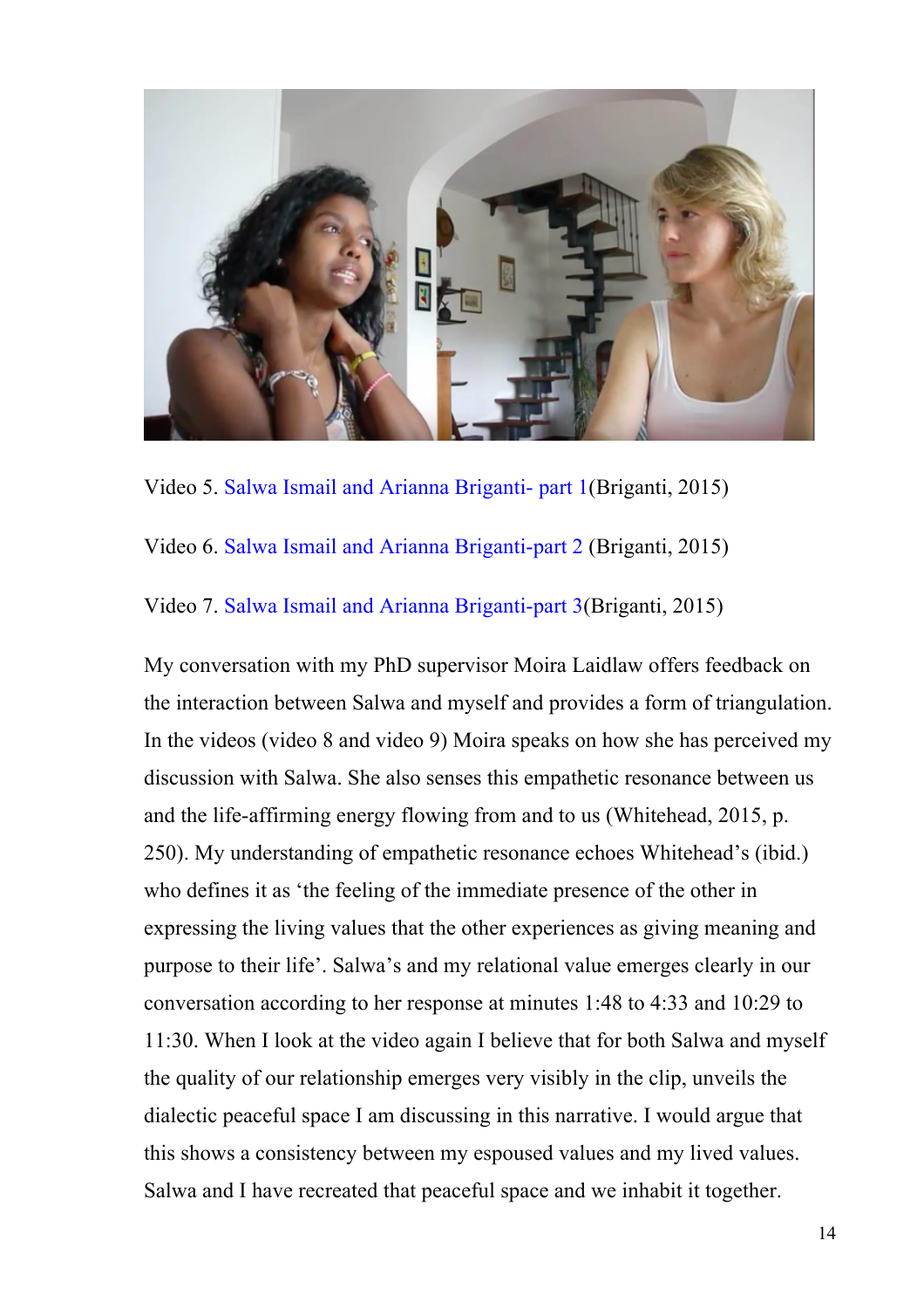Video 5. Salwa Ismail and Arianna Briganti- part 1(Briganti, 2015)

Video 6. Salwa Ismail and Arianna Briganti-part 2 (Briganti, 2015)

Video 7. Salwa Ismail and Arianna Briganti-part 3(Briganti, 2015)

My conversation with my PhD supervisor Moira Laidlaw offers feedback on the interaction between Salwa and myself and provides a form of triangulation. In the videos (video 8 and video 9) Moira speaks on how she has perceived my discussion with Salwa. She also senses this empathetic resonance between us and the life-affirming energy flowing from and to us (Whitehead, 2015, p. 250). My understanding of empathetic resonance echoes Whitehead's (ibid.) who defines it as 'the feeling of the immediate presence of the other in expressing the living values that the other experiences as giving meaning and purpose to their life'. Salwa's and my relational value emerges clearly in our conversation according to her response at minutes 1:48 to 4:33 and 10:29 to 11:30. When I look at the video again I believe that for both Salwa and myself the quality of our relationship emerges very visibly in the clip, unveils the dialectic peaceful space I am discussing in this narrative. I would argue that this shows a consistency between my espoused values and my lived values. Salwa and I have recreated that peaceful space and we inhabit it together.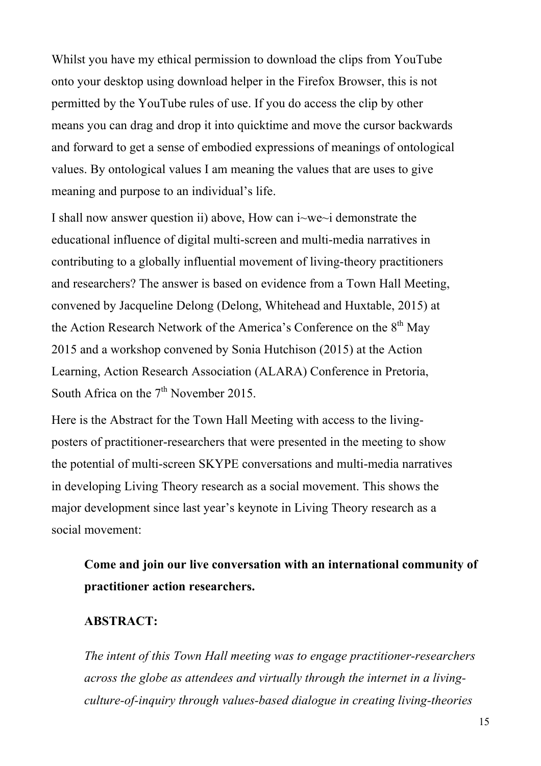Whilst you have my ethical permission to download the clips from YouTube onto your desktop using download helper in the Firefox Browser, this is not permitted by the YouTube rules of use. If you do access the clip by other means you can drag and drop it into quicktime and move the cursor backwards and forward to get a sense of embodied expressions of meanings of ontological values. By ontological values I am meaning the values that are uses to give meaning and purpose to an individual's life.

I shall now answer question ii) above, How can i~we~i demonstrate the educational influence of digital multi-screen and multi-media narratives in contributing to a globally influential movement of living-theory practitioners and researchers? The answer is based on evidence from a Town Hall Meeting, convened by Jacqueline Delong (Delong, Whitehead and Huxtable, 2015) at the Action Research Network of the America's Conference on the 8th May 2015 and a workshop convened by Sonia Hutchison (2015) at the Action Learning, Action Research Association (ALARA) Conference in Pretoria, South Africa on the 7th November 2015.

Here is the Abstract for the Town Hall Meeting with access to the living-posters of practitioner-researchers that were presented in the meeting to show the potential of multi-screen SKYPE conversations and multi-media narratives in developing Living Theory research as a social movement. This shows the major development since last year's keynote in Living Theory research as a social movement:

> **Come and join our live conversation with an international community of practitioner action researchers.**
>
> **ABSTRACT:**
>
> *The intent of this Town Hall meeting was to engage practitioner-researchers across the globe as attendees and virtually through the internet in a living-culture-of-inquiry through values-based dialogue in creating living-theories*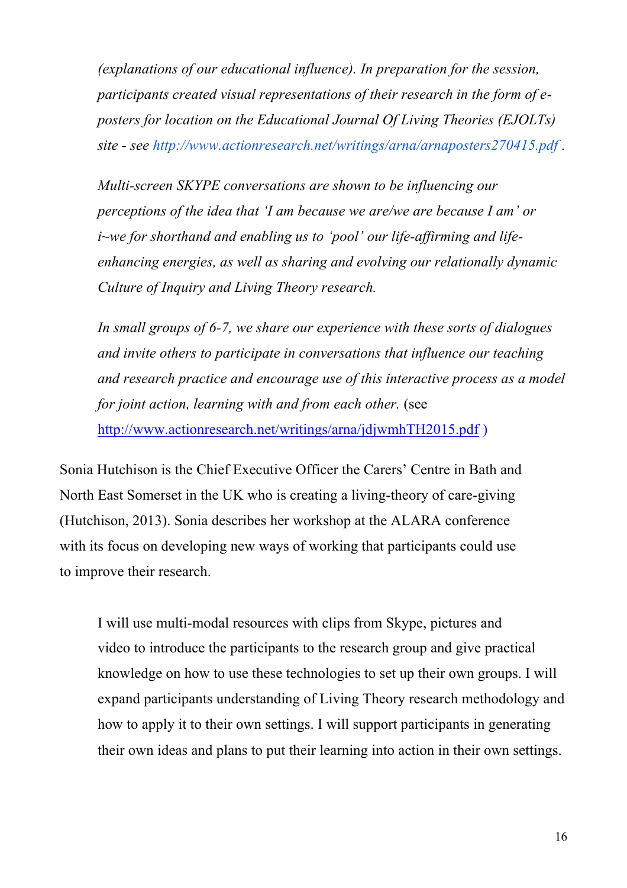> *(explanations of our educational influence). In preparation for the session, participants created visual representations of their research in the form of e-posters for location on the Educational Journal Of Living Theories (EJOLTs) site - see http://www.actionresearch.net/writings/arna/arnaposters270415.pdf .*
>
> *Multi-screen SKYPE conversations are shown to be influencing our perceptions of the idea that 'I am because we are/we are because I am' or i~we for shorthand and enabling us to 'pool' our life-affirming and life-enhancing energies, as well as sharing and evolving our relationally dynamic Culture of Inquiry and Living Theory research.*
>
> *In small groups of 6-7, we share our experience with these sorts of dialogues and invite others to participate in conversations that influence our teaching and research practice and encourage use of this interactive process as a model for joint action, learning with and from each other.* (see http://www.actionresearch.net/writings/arna/jdjwmhTH2015.pdf )

Sonia Hutchison is the Chief Executive Officer the Carers' Centre in Bath and North East Somerset in the UK who is creating a living-theory of care-giving (Hutchison, 2013). Sonia describes her workshop at the ALARA conference with its focus on developing new ways of working that participants could use to improve their research.

> I will use multi-modal resources with clips from Skype, pictures and video to introduce the participants to the research group and give practical knowledge on how to use these technologies to set up their own groups. I will expand participants understanding of Living Theory research methodology and how to apply it to their own settings. I will support participants in generating their own ideas and plans to put their learning into action in their own settings.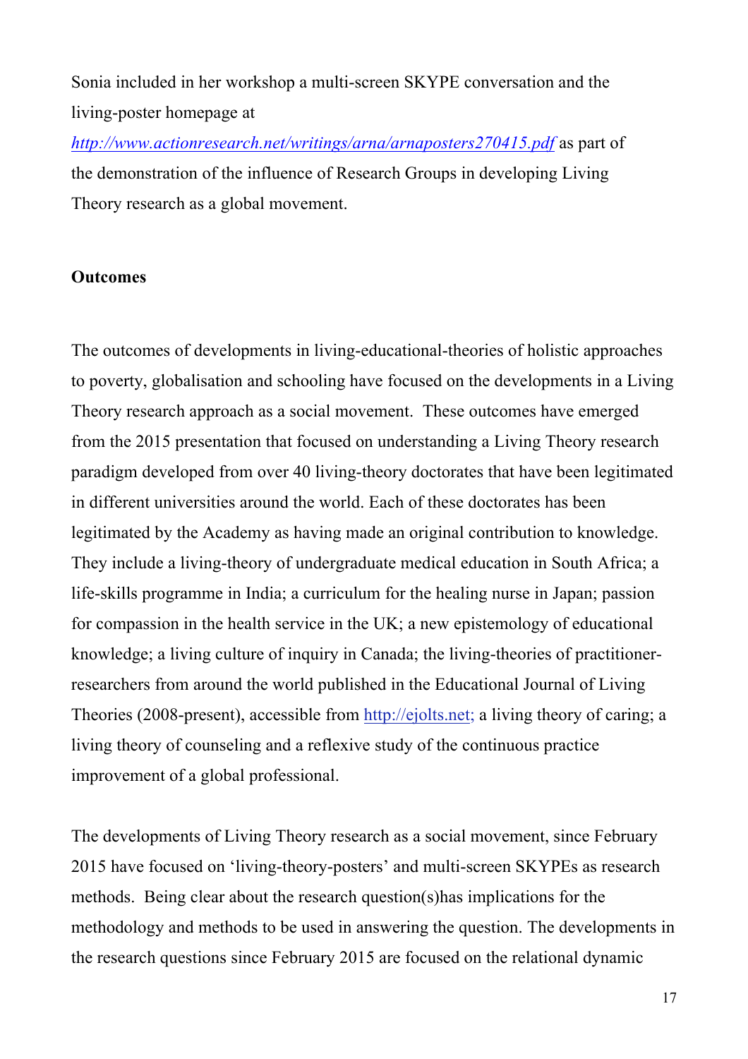Sonia included in her workshop a multi-screen SKYPE conversation and the living-poster homepage at *http://www.actionresearch.net/writings/arna/arnaposters270415.pdf* as part of the demonstration of the influence of Research Groups in developing Living Theory research as a global movement.

**Outcomes**

The outcomes of developments in living-educational-theories of holistic approaches to poverty, globalisation and schooling have focused on the developments in a Living Theory research approach as a social movement. These outcomes have emerged from the 2015 presentation that focused on understanding a Living Theory research paradigm developed from over 40 living-theory doctorates that have been legitimated in different universities around the world. Each of these doctorates has been legitimated by the Academy as having made an original contribution to knowledge. They include a living-theory of undergraduate medical education in South Africa; a life-skills programme in India; a curriculum for the healing nurse in Japan; passion for compassion in the health service in the UK; a new epistemology of educational knowledge; a living culture of inquiry in Canada; the living-theories of practitioner-researchers from around the world published in the Educational Journal of Living Theories (2008-present), accessible from http://ejolts.net; a living theory of caring; a living theory of counseling and a reflexive study of the continuous practice improvement of a global professional.

The developments of Living Theory research as a social movement, since February 2015 have focused on 'living-theory-posters' and multi-screen SKYPEs as research methods. Being clear about the research question(s)has implications for the methodology and methods to be used in answering the question. The developments in the research questions since February 2015 are focused on the relational dynamic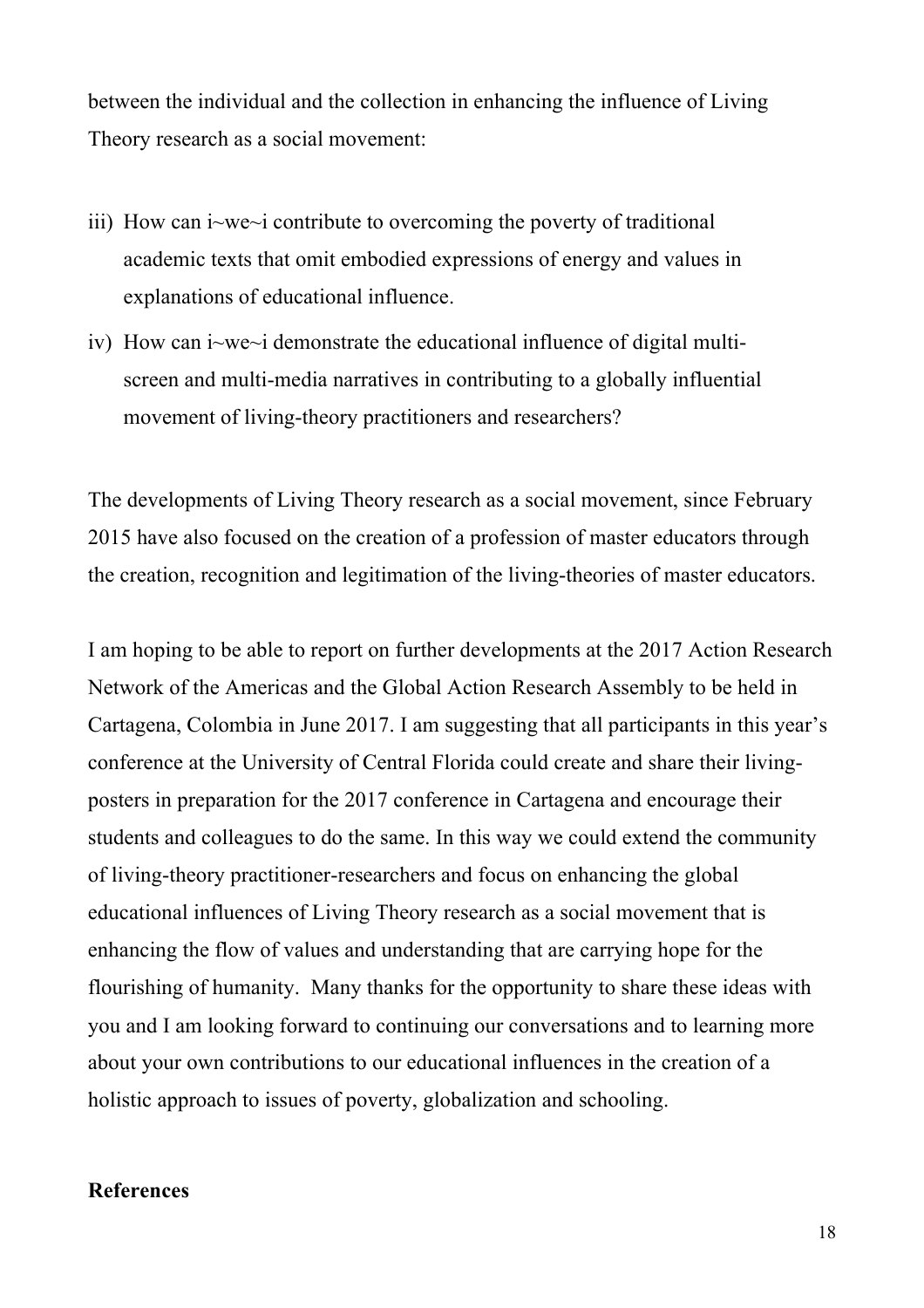between the individual and the collection in enhancing the influence of Living Theory research as a social movement:

iii) How can i~we~i contribute to overcoming the poverty of traditional academic texts that omit embodied expressions of energy and values in explanations of educational influence.

iv) How can i~we~i demonstrate the educational influence of digital multi-screen and multi-media narratives in contributing to a globally influential movement of living-theory practitioners and researchers?

The developments of Living Theory research as a social movement, since February 2015 have also focused on the creation of a profession of master educators through the creation, recognition and legitimation of the living-theories of master educators.

I am hoping to be able to report on further developments at the 2017 Action Research Network of the Americas and the Global Action Research Assembly to be held in Cartagena, Colombia in June 2017. I am suggesting that all participants in this year's conference at the University of Central Florida could create and share their living-posters in preparation for the 2017 conference in Cartagena and encourage their students and colleagues to do the same. In this way we could extend the community of living-theory practitioner-researchers and focus on enhancing the global educational influences of Living Theory research as a social movement that is enhancing the flow of values and understanding that are carrying hope for the flourishing of humanity. Many thanks for the opportunity to share these ideas with you and I am looking forward to continuing our conversations and to learning more about your own contributions to our educational influences in the creation of a holistic approach to issues of poverty, globalization and schooling.

**References**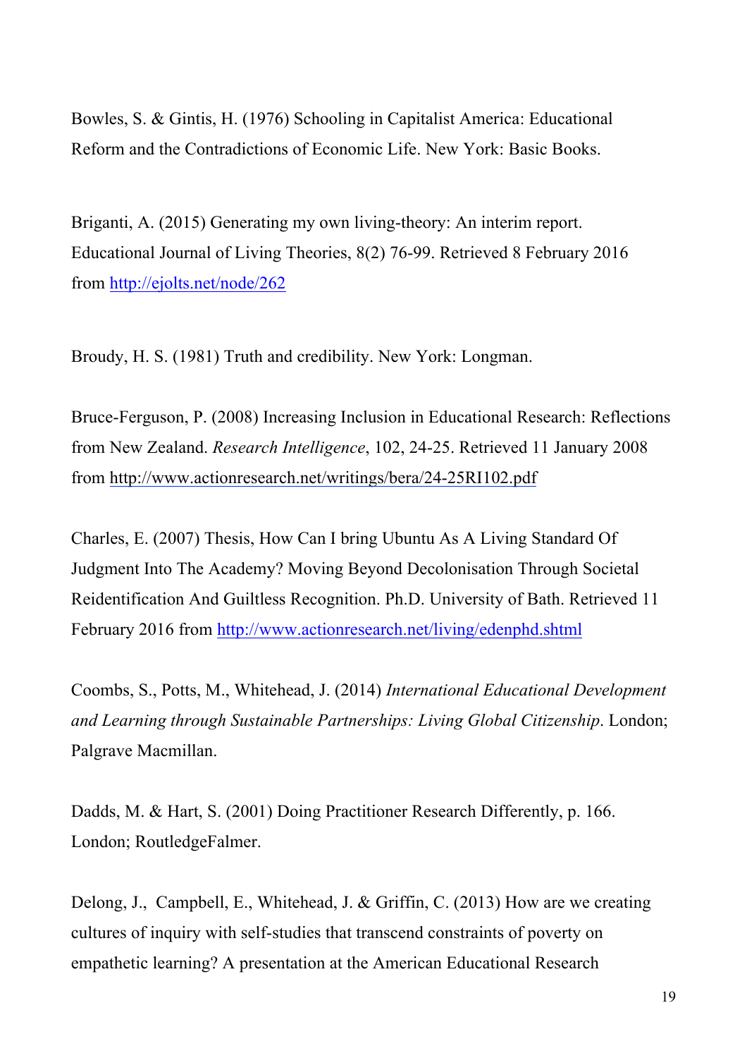Bowles, S. & Gintis, H. (1976) Schooling in Capitalist America: Educational Reform and the Contradictions of Economic Life. New York: Basic Books.

Briganti, A. (2015) Generating my own living-theory: An interim report. Educational Journal of Living Theories, 8(2) 76-99. Retrieved 8 February 2016 from http://ejolts.net/node/262

Broudy, H. S. (1981) Truth and credibility. New York: Longman.

Bruce-Ferguson, P. (2008) Increasing Inclusion in Educational Research: Reflections from New Zealand. *Research Intelligence*, 102, 24-25. Retrieved 11 January 2008 from http://www.actionresearch.net/writings/bera/24-25RI102.pdf

Charles, E. (2007) Thesis, How Can I bring Ubuntu As A Living Standard Of Judgment Into The Academy? Moving Beyond Decolonisation Through Societal Reidentification And Guiltless Recognition. Ph.D. University of Bath. Retrieved 11 February 2016 from http://www.actionresearch.net/living/edenphd.shtml

Coombs, S., Potts, M., Whitehead, J. (2014) *International Educational Development and Learning through Sustainable Partnerships: Living Global Citizenship*. London; Palgrave Macmillan.

Dadds, M. & Hart, S. (2001) Doing Practitioner Research Differently, p. 166. London; RoutledgeFalmer.

Delong, J., Campbell, E., Whitehead, J. & Griffin, C. (2013) How are we creating cultures of inquiry with self-studies that transcend constraints of poverty on empathetic learning? A presentation at the American Educational Research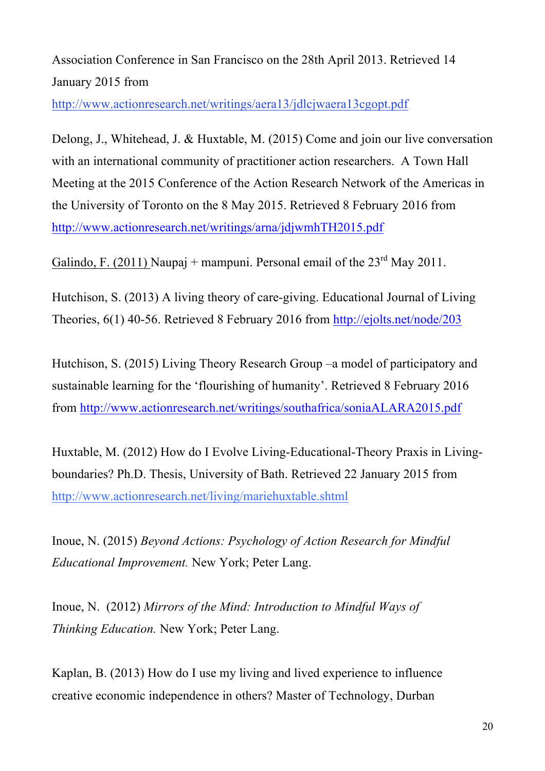Association Conference in San Francisco on the 28th April 2013. Retrieved 14 January 2015 from
http://www.actionresearch.net/writings/aera13/jdlcjwaera13cgopt.pdf

Delong, J., Whitehead, J. & Huxtable, M. (2015) Come and join our live conversation with an international community of practitioner action researchers.  A Town Hall Meeting at the 2015 Conference of the Action Research Network of the Americas in the University of Toronto on the 8 May 2015. Retrieved 8 February 2016 from http://www.actionresearch.net/writings/arna/jdjwmhTH2015.pdf

Galindo, F. (2011) Naupaj + mampuni. Personal email of the 23rd May 2011.

Hutchison, S. (2013) A living theory of care-giving. Educational Journal of Living Theories, 6(1) 40-56. Retrieved 8 February 2016 from http://ejolts.net/node/203

Hutchison, S. (2015) Living Theory Research Group –a model of participatory and sustainable learning for the 'flourishing of humanity'. Retrieved 8 February 2016 from http://www.actionresearch.net/writings/southafrica/soniaALARA2015.pdf

Huxtable, M. (2012) How do I Evolve Living-Educational-Theory Praxis in Living-boundaries? Ph.D. Thesis, University of Bath. Retrieved 22 January 2015 from http://www.actionresearch.net/living/mariehuxtable.shtml

Inoue, N. (2015) *Beyond Actions: Psychology of Action Research for Mindful Educational Improvement.* New York; Peter Lang.

Inoue, N.  (2012) *Mirrors of the Mind: Introduction to Mindful Ways of Thinking Education.* New York; Peter Lang.

Kaplan, B. (2013) How do I use my living and lived experience to influence creative economic independence in others? Master of Technology, Durban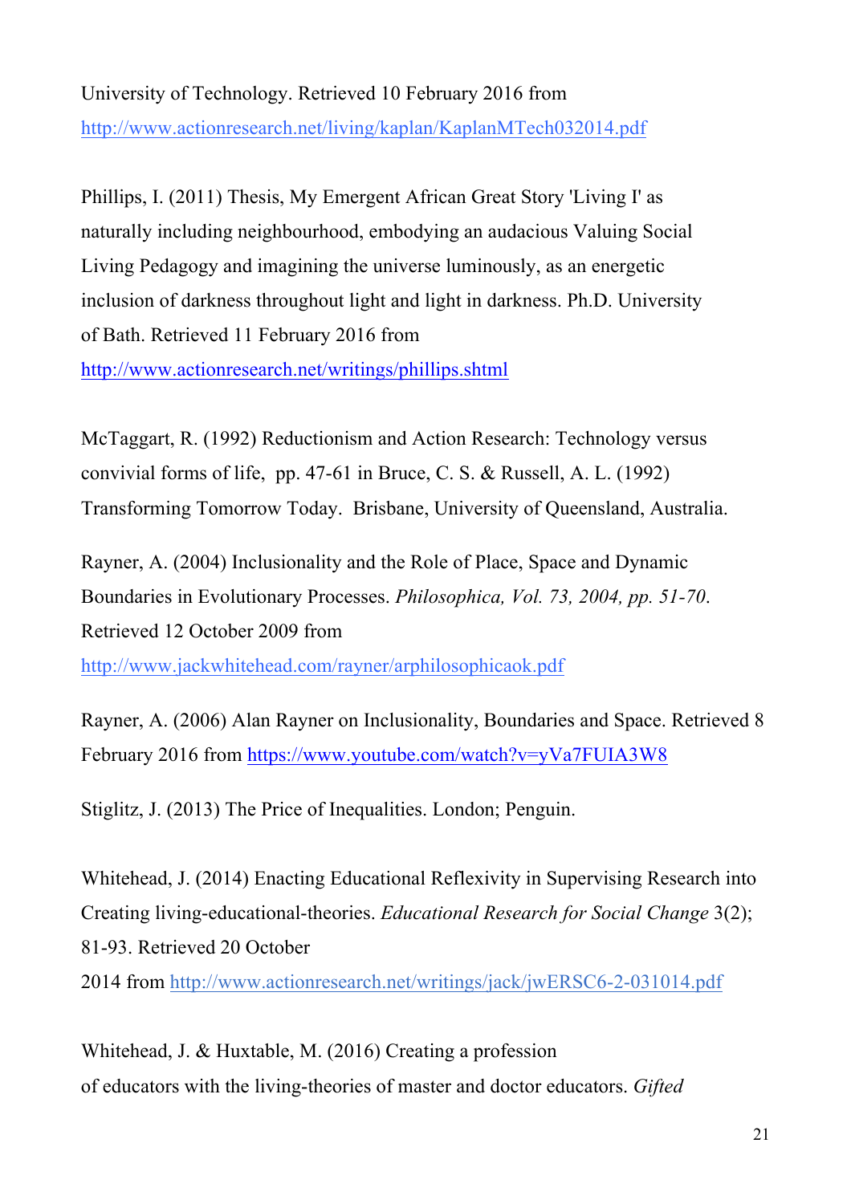University of Technology. Retrieved 10 February 2016 from http://www.actionresearch.net/living/kaplan/KaplanMTech032014.pdf

Phillips, I. (2011) Thesis, My Emergent African Great Story 'Living I' as naturally including neighbourhood, embodying an audacious Valuing Social Living Pedagogy and imagining the universe luminously, as an energetic inclusion of darkness throughout light and light in darkness. Ph.D. University of Bath. Retrieved 11 February 2016 from http://www.actionresearch.net/writings/phillips.shtml

McTaggart, R. (1992) Reductionism and Action Research: Technology versus convivial forms of life, pp. 47-61 in Bruce, C. S. & Russell, A. L. (1992) Transforming Tomorrow Today. Brisbane, University of Queensland, Australia.

Rayner, A. (2004) Inclusionality and the Role of Place, Space and Dynamic Boundaries in Evolutionary Processes. *Philosophica, Vol. 73, 2004, pp. 51-70*. Retrieved 12 October 2009 from http://www.jackwhitehead.com/rayner/arphilosophicaok.pdf

Rayner, A. (2006) Alan Rayner on Inclusionality, Boundaries and Space. Retrieved 8 February 2016 from https://www.youtube.com/watch?v=yVa7FUIA3W8

Stiglitz, J. (2013) The Price of Inequalities. London; Penguin.

Whitehead, J. (2014) Enacting Educational Reflexivity in Supervising Research into Creating living-educational-theories. *Educational Research for Social Change* 3(2); 81-93. Retrieved 20 October 2014 from http://www.actionresearch.net/writings/jack/jwERSC6-2-031014.pdf

Whitehead, J. & Huxtable, M. (2016) Creating a profession of educators with the living-theories of master and doctor educators. *Gifted*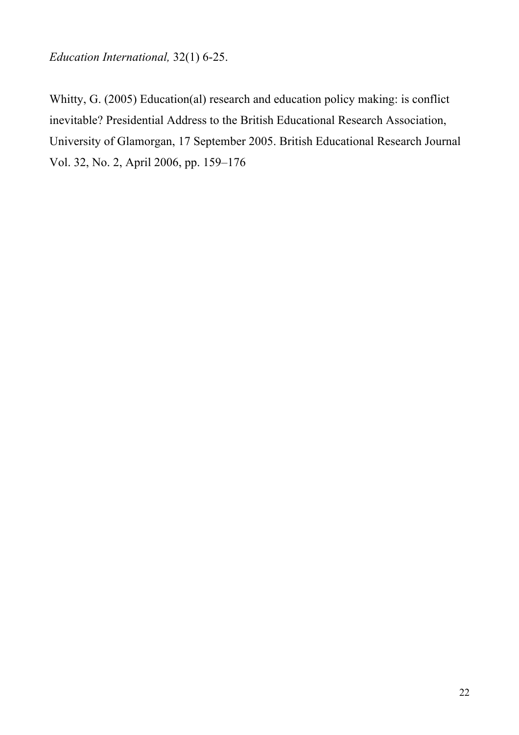*Education International,* 32(1) 6-25.

Whitty, G. (2005) Education(al) research and education policy making: is conflict inevitable? Presidential Address to the British Educational Research Association, University of Glamorgan, 17 September 2005. British Educational Research Journal Vol. 32, No. 2, April 2006, pp. 159–176